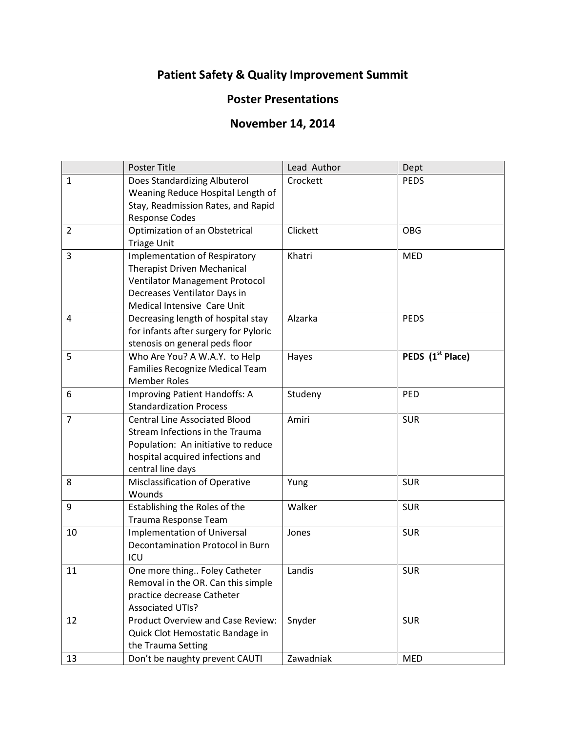# Patient Safety & Quality Improvement Summit

## Poster Presentations

## November 14, 2014

| | Poster Title | Lead Author | Dept |
|---|---|---|---|
| 1 | Does Standardizing Albuterol Weaning Reduce Hospital Length of Stay, Readmission Rates, and Rapid Response Codes | Crockett | PEDS |
| 2 | Optimization of an Obstetrical Triage Unit | Clickett | OBG |
| 3 | Implementation of Respiratory Therapist Driven Mechanical Ventilator Management Protocol Decreases Ventilator Days in Medical Intensive Care Unit | Khatri | MED |
| 4 | Decreasing length of hospital stay for infants after surgery for Pyloric stenosis on general peds floor | Alzarka | PEDS |
| 5 | Who Are You? A W.A.Y. to Help Families Recognize Medical Team Member Roles | Hayes | **PEDS (1st Place)** |
| 6 | Improving Patient Handoffs: A Standardization Process | Studeny | PED |
| 7 | Central Line Associated Blood Stream Infections in the Trauma Population: An initiative to reduce hospital acquired infections and central line days | Amiri | SUR |
| 8 | Misclassification of Operative Wounds | Yung | SUR |
| 9 | Establishing the Roles of the Trauma Response Team | Walker | SUR |
| 10 | Implementation of Universal Decontamination Protocol in Burn ICU | Jones | SUR |
| 11 | One more thing.. Foley Catheter Removal in the OR. Can this simple practice decrease Catheter Associated UTIs? | Landis | SUR |
| 12 | Product Overview and Case Review: Quick Clot Hemostatic Bandage in the Trauma Setting | Snyder | SUR |
| 13 | Don't be naughty prevent CAUTI | Zawadniak | MED |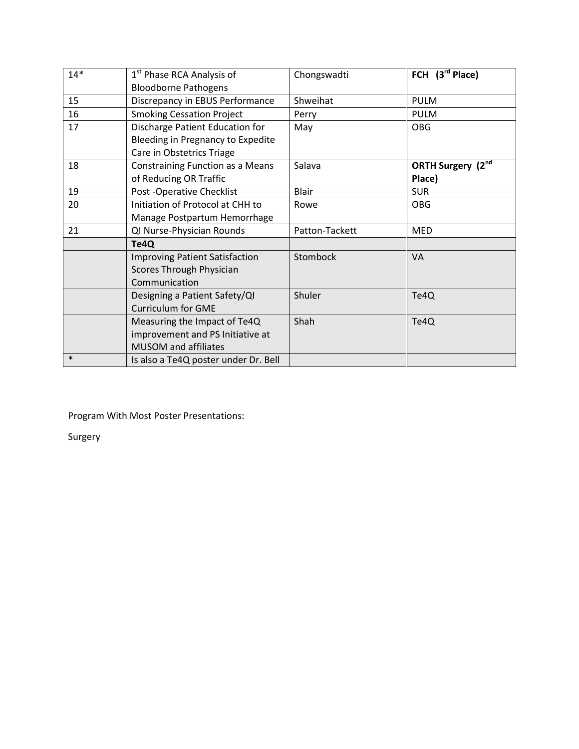| | | | |
|---|---|---|---|
| 14* | 1st Phase RCA Analysis of Bloodborne Pathogens | Chongswadti | **FCH (3rd Place)** |
| 15 | Discrepancy in EBUS Performance | Shweihat | PULM |
| 16 | Smoking Cessation Project | Perry | PULM |
| 17 | Discharge Patient Education for Bleeding in Pregnancy to Expedite Care in Obstetrics Triage | May | OBG |
| 18 | Constraining Function as a Means of Reducing OR Traffic | Salava | **ORTH Surgery (2nd Place)** |
| 19 | Post -Operative Checklist | Blair | SUR |
| 20 | Initiation of Protocol at CHH to Manage Postpartum Hemorrhage | Rowe | OBG |
| 21 | QI Nurse-Physician Rounds | Patton-Tackett | MED |
| | **Te4Q** | | |
| | Improving Patient Satisfaction Scores Through Physician Communication | Stombock | VA |
| | Designing a Patient Safety/QI Curriculum for GME | Shuler | Te4Q |
| | Measuring the Impact of Te4Q improvement and PS Initiative at MUSOM and affiliates | Shah | Te4Q |
| * | Is also a Te4Q poster under Dr. Bell | | |

Program With Most Poster Presentations:

Surgery